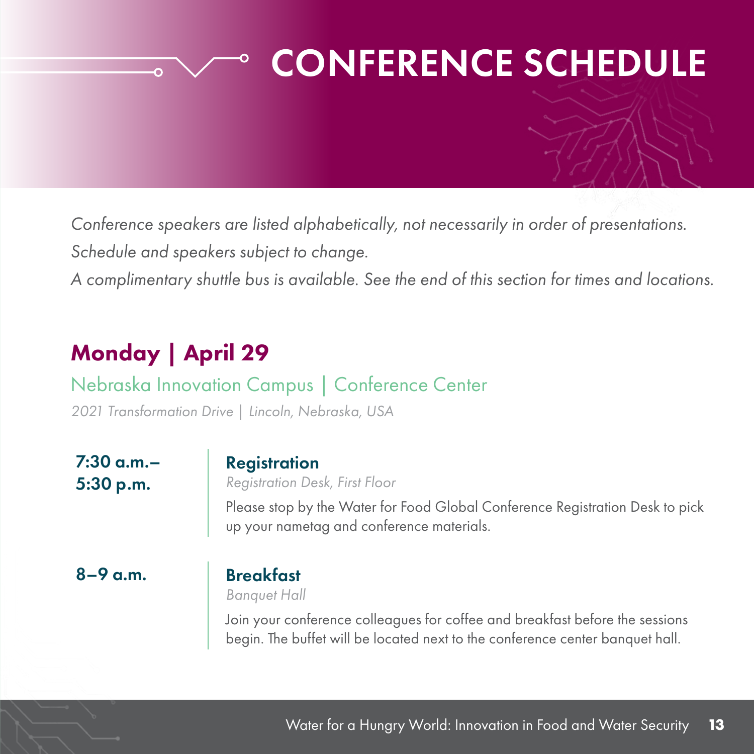# CONFERENCE SCHEDULE

*Conference speakers are listed alphabetically, not necessarily in order of presentations.*

*Schedule and speakers subject to change.*

*A complimentary shuttle bus is available. See the end of this section for times and locations.*

## Monday | April 29

### Nebraska Innovation Campus | Conference Center

*2021 Transformation Drive | Lincoln, Nebraska, USA*

**7:30 a.m.– 5:30 p.m.**

**Registration**

*Registration Desk, First Floor*

Please stop by the Water for Food Global Conference Registration Desk to pick up your nametag and conference materials.

**8–9 a.m.**

**Breakfast**

*Banquet Hall*

Join your conference colleagues for coffee and breakfast before the sessions begin. The buffet will be located next to the conference center banquet hall.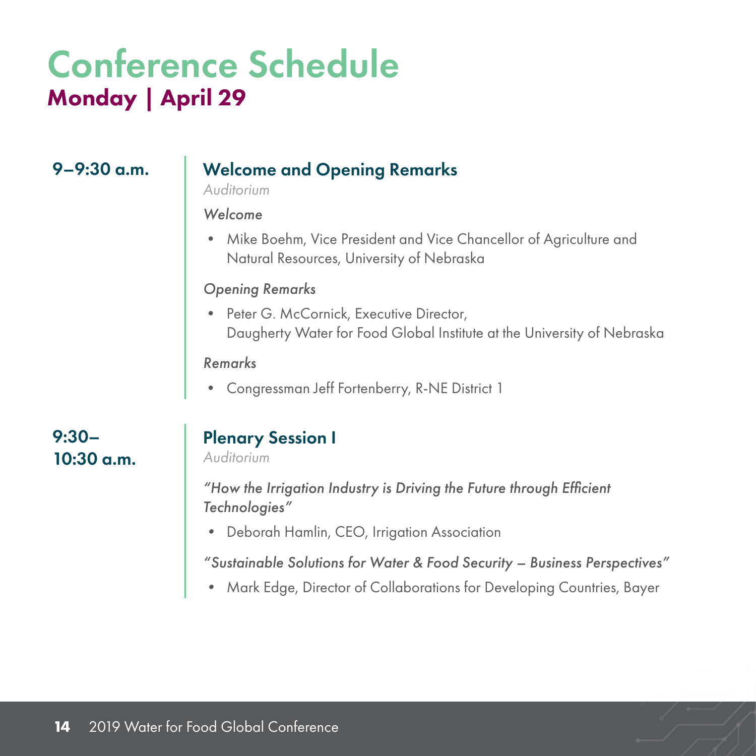# Conference Schedule

## Monday | April 29

**9–9:30 a.m.**

### Welcome and Opening Remarks

*Auditorium*

*Welcome*

- Mike Boehm, Vice President and Vice Chancellor of Agriculture and Natural Resources, University of Nebraska

*Opening Remarks*

- Peter G. McCornick, Executive Director, Daugherty Water for Food Global Institute at the University of Nebraska

*Remarks*

- Congressman Jeff Fortenberry, R-NE District 1

**9:30–10:30 a.m.**

### Plenary Session I

*Auditorium*

*"How the Irrigation Industry is Driving the Future through Efficient Technologies"*

- Deborah Hamlin, CEO, Irrigation Association

*"Sustainable Solutions for Water & Food Security – Business Perspectives"*

- Mark Edge, Director of Collaborations for Developing Countries, Bayer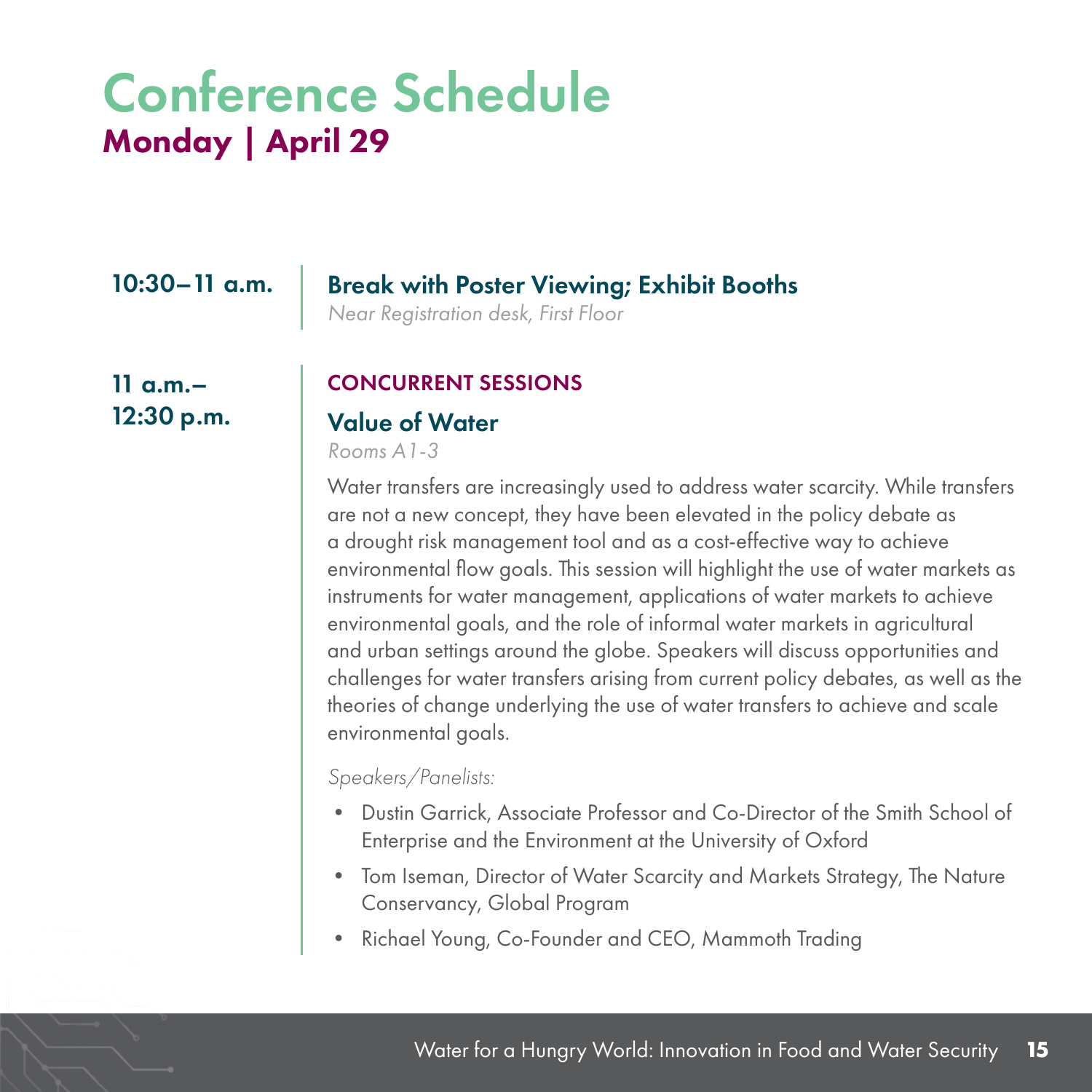# Conference Schedule

## Monday | April 29

**10:30–11 a.m.**

### Break with Poster Viewing; Exhibit Booths

*Near Registration desk, First Floor*

**11 a.m.–12:30 p.m.**

**CONCURRENT SESSIONS**

### Value of Water

*Rooms A1-3*

Water transfers are increasingly used to address water scarcity. While transfers are not a new concept, they have been elevated in the policy debate as a drought risk management tool and as a cost-effective way to achieve environmental flow goals. This session will highlight the use of water markets as instruments for water management, applications of water markets to achieve environmental goals, and the role of informal water markets in agricultural and urban settings around the globe. Speakers will discuss opportunities and challenges for water transfers arising from current policy debates, as well as the theories of change underlying the use of water transfers to achieve and scale environmental goals.

*Speakers/Panelists:*

- Dustin Garrick, Associate Professor and Co-Director of the Smith School of Enterprise and the Environment at the University of Oxford
- Tom Iseman, Director of Water Scarcity and Markets Strategy, The Nature Conservancy, Global Program
- Richael Young, Co-Founder and CEO, Mammoth Trading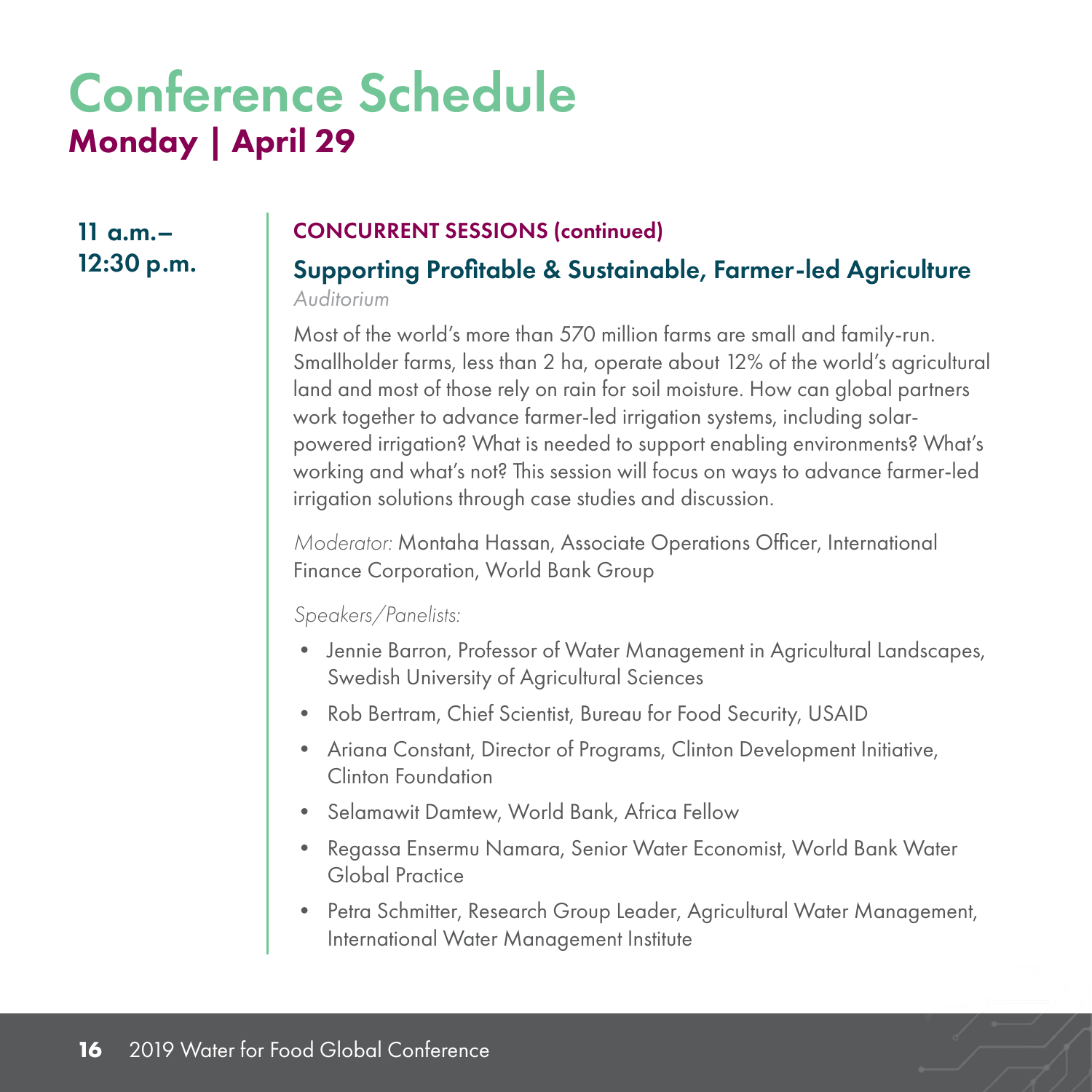# Conference Schedule

## Monday | April 29

**11 a.m.–12:30 p.m.**

**CONCURRENT SESSIONS (continued)**

### Supporting Profitable & Sustainable, Farmer-led Agriculture

*Auditorium*

Most of the world's more than 570 million farms are small and family-run. Smallholder farms, less than 2 ha, operate about 12% of the world's agricultural land and most of those rely on rain for soil moisture. How can global partners work together to advance farmer-led irrigation systems, including solar-powered irrigation? What is needed to support enabling environments? What's working and what's not? This session will focus on ways to advance farmer-led irrigation solutions through case studies and discussion.

*Moderator:* Montaha Hassan, Associate Operations Officer, International Finance Corporation, World Bank Group

*Speakers/Panelists:*

- Jennie Barron, Professor of Water Management in Agricultural Landscapes, Swedish University of Agricultural Sciences
- Rob Bertram, Chief Scientist, Bureau for Food Security, USAID
- Ariana Constant, Director of Programs, Clinton Development Initiative, Clinton Foundation
- Selamawit Damtew, World Bank, Africa Fellow
- Regassa Ensermu Namara, Senior Water Economist, World Bank Water Global Practice
- Petra Schmitter, Research Group Leader, Agricultural Water Management, International Water Management Institute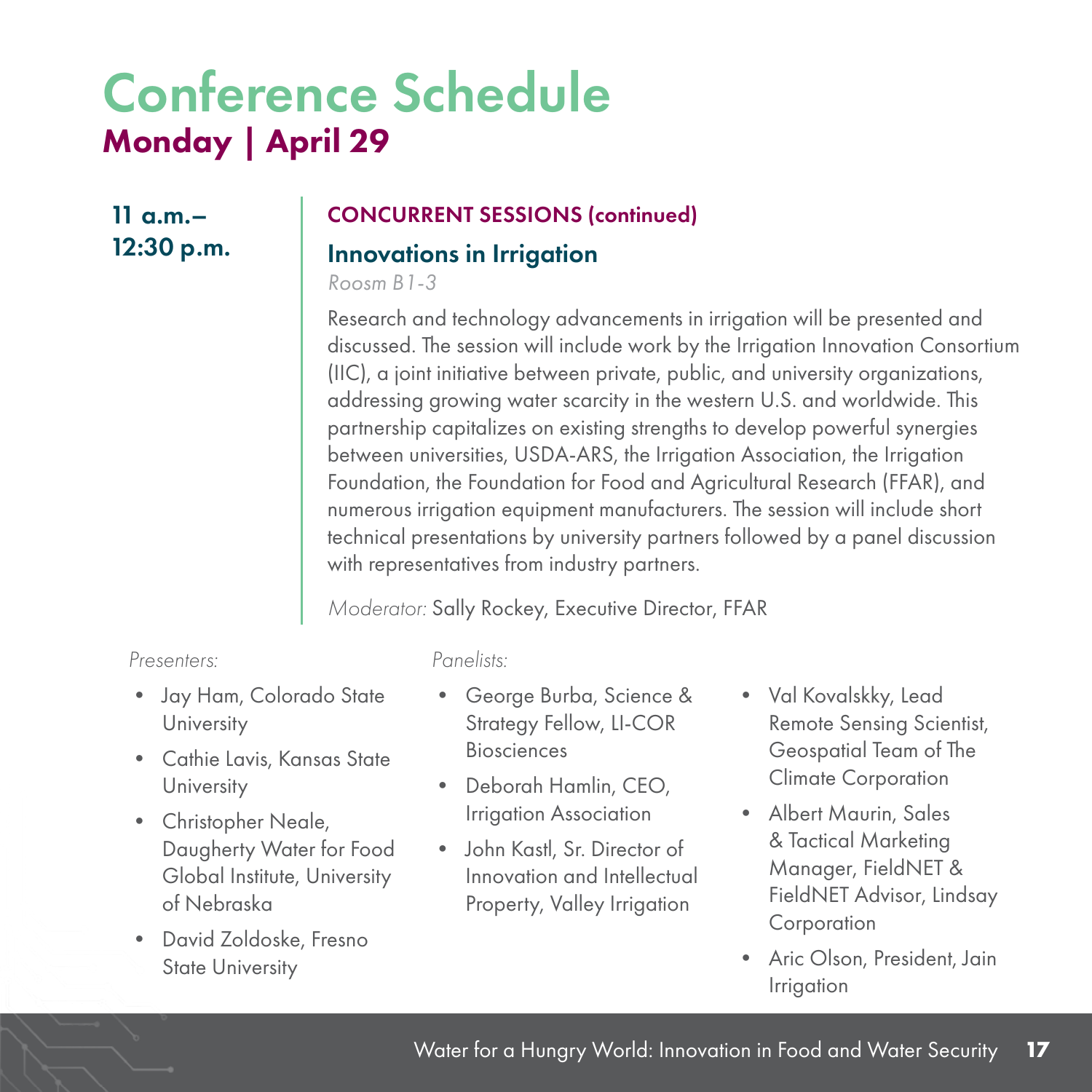# Conference Schedule

## Monday | April 29

**11 a.m.–12:30 p.m.**

**CONCURRENT SESSIONS (continued)**

### Innovations in Irrigation

*Roosm B1-3*

Research and technology advancements in irrigation will be presented and discussed. The session will include work by the Irrigation Innovation Consortium (IIC), a joint initiative between private, public, and university organizations, addressing growing water scarcity in the western U.S. and worldwide. This partnership capitalizes on existing strengths to develop powerful synergies between universities, USDA-ARS, the Irrigation Association, the Irrigation Foundation, the Foundation for Food and Agricultural Research (FFAR), and numerous irrigation equipment manufacturers. The session will include short technical presentations by university partners followed by a panel discussion with representatives from industry partners.

*Moderator:* Sally Rockey, Executive Director, FFAR

*Presenters:*

- Jay Ham, Colorado State University
- Cathie Lavis, Kansas State University
- Christopher Neale, Daugherty Water for Food Global Institute, University of Nebraska
- David Zoldoske, Fresno State University

*Panelists:*

- George Burba, Science & Strategy Fellow, LI-COR Biosciences
- Deborah Hamlin, CEO, Irrigation Association
- John Kastl, Sr. Director of Innovation and Intellectual Property, Valley Irrigation
- Val Kovalskky, Lead Remote Sensing Scientist, Geospatial Team of The Climate Corporation
- Albert Maurin, Sales & Tactical Marketing Manager, FieldNET & FieldNET Advisor, Lindsay Corporation
- Aric Olson, President, Jain Irrigation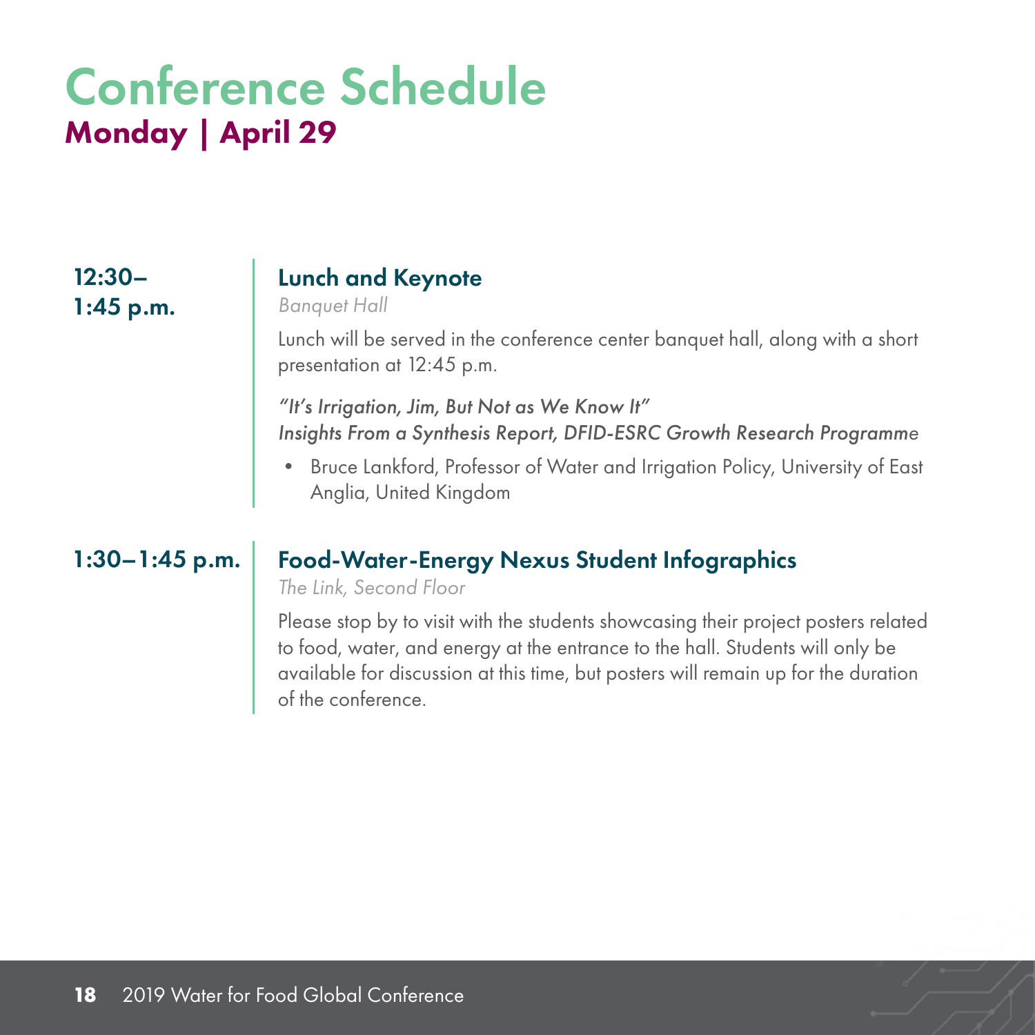# Conference Schedule

## Monday | April 29

**12:30–1:45 p.m.**

### Lunch and Keynote

*Banquet Hall*

Lunch will be served in the conference center banquet hall, along with a short presentation at 12:45 p.m.

*"It's Irrigation, Jim, But Not as We Know It"*
*Insights From a Synthesis Report, DFID-ESRC Growth Research Programme*

- Bruce Lankford, Professor of Water and Irrigation Policy, University of East Anglia, United Kingdom

**1:30–1:45 p.m.**

### Food-Water-Energy Nexus Student Infographics

*The Link, Second Floor*

Please stop by to visit with the students showcasing their project posters related to food, water, and energy at the entrance to the hall. Students will only be available for discussion at this time, but posters will remain up for the duration of the conference.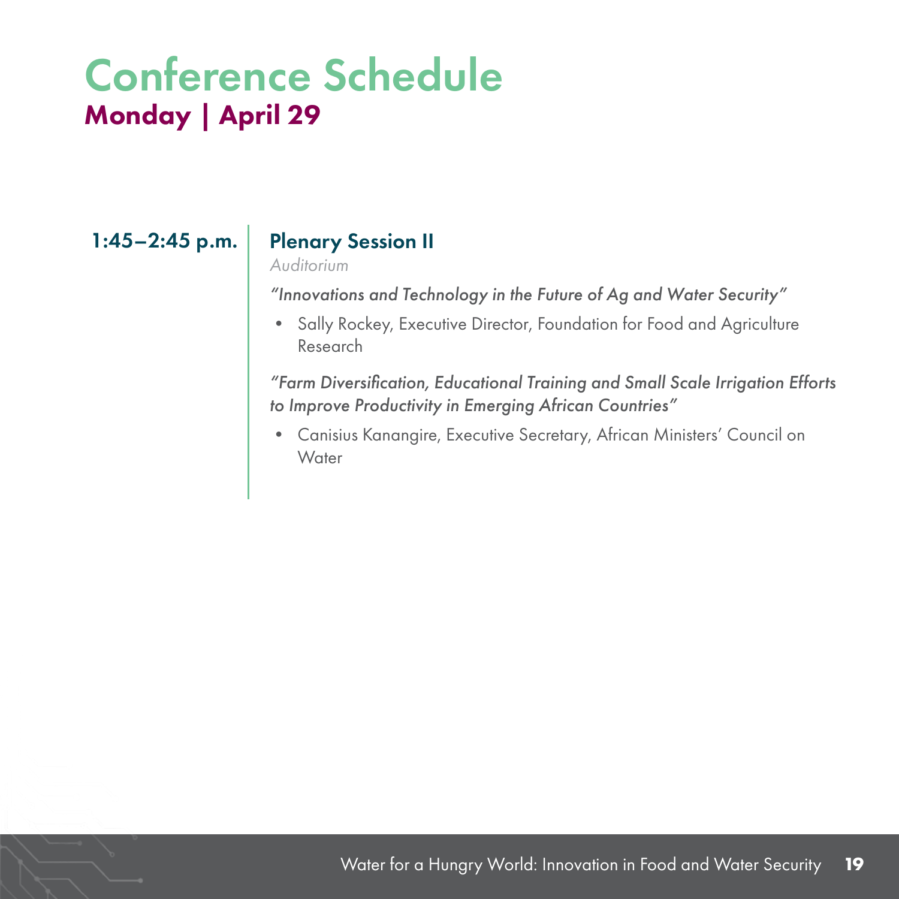# Conference Schedule

## Monday | April 29

**1:45–2:45 p.m.**

### Plenary Session II

*Auditorium*

*"Innovations and Technology in the Future of Ag and Water Security"*

- Sally Rockey, Executive Director, Foundation for Food and Agriculture Research

*"Farm Diversification, Educational Training and Small Scale Irrigation Efforts to Improve Productivity in Emerging African Countries"*

- Canisius Kanangire, Executive Secretary, African Ministers' Council on Water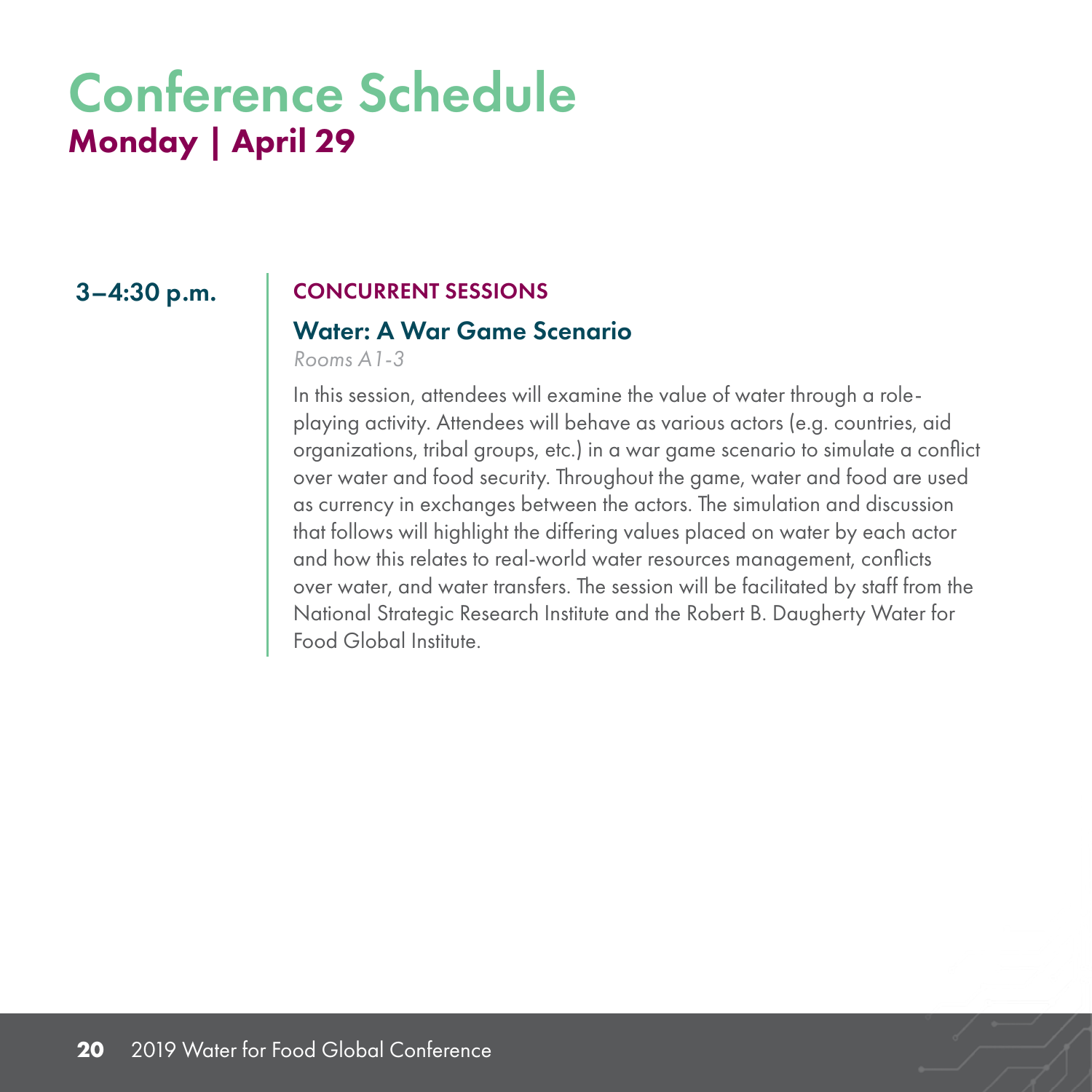# Conference Schedule

## Monday | April 29

**3–4:30 p.m.**

CONCURRENT SESSIONS

### Water: A War Game Scenario

*Rooms A1-3*

In this session, attendees will examine the value of water through a role-playing activity. Attendees will behave as various actors (e.g. countries, aid organizations, tribal groups, etc.) in a war game scenario to simulate a conflict over water and food security. Throughout the game, water and food are used as currency in exchanges between the actors. The simulation and discussion that follows will highlight the differing values placed on water by each actor and how this relates to real-world water resources management, conflicts over water, and water transfers. The session will be facilitated by staff from the National Strategic Research Institute and the Robert B. Daugherty Water for Food Global Institute.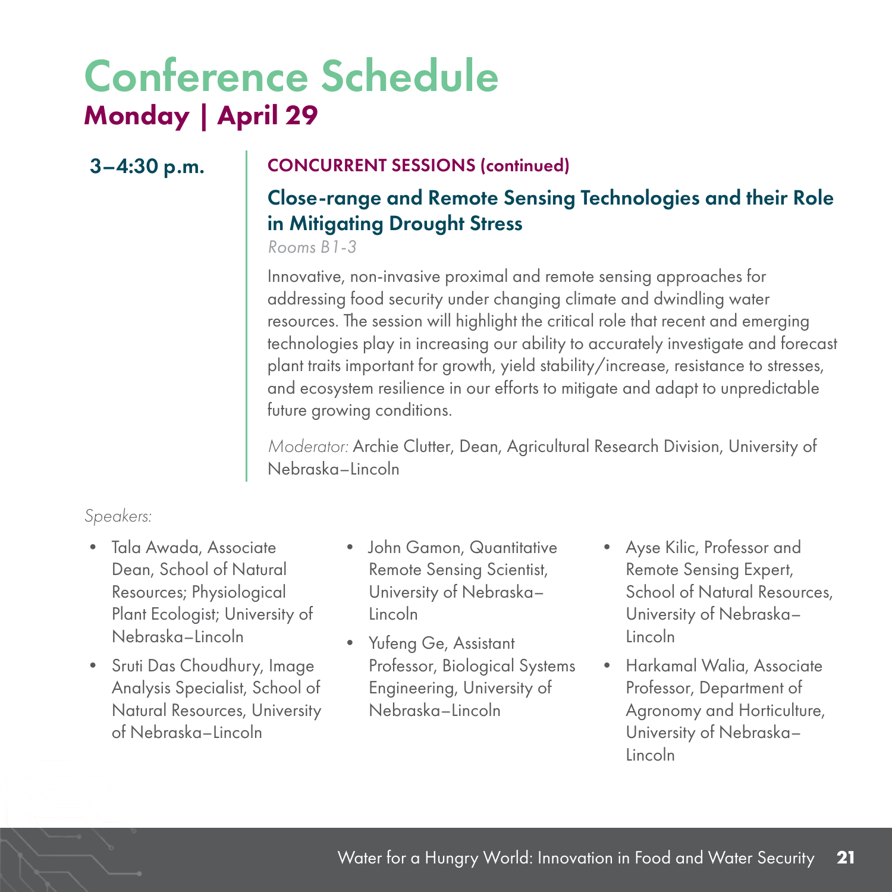# Conference Schedule

## Monday | April 29

**3–4:30 p.m.**

**CONCURRENT SESSIONS (continued)**

### Close-range and Remote Sensing Technologies and their Role in Mitigating Drought Stress

*Rooms B1-3*

Innovative, non-invasive proximal and remote sensing approaches for addressing food security under changing climate and dwindling water resources. The session will highlight the critical role that recent and emerging technologies play in increasing our ability to accurately investigate and forecast plant traits important for growth, yield stability/increase, resistance to stresses, and ecosystem resilience in our efforts to mitigate and adapt to unpredictable future growing conditions.

*Moderator:* Archie Clutter, Dean, Agricultural Research Division, University of Nebraska–Lincoln

*Speakers:*

- Tala Awada, Associate Dean, School of Natural Resources; Physiological Plant Ecologist; University of Nebraska–Lincoln
- Sruti Das Choudhury, Image Analysis Specialist, School of Natural Resources, University of Nebraska–Lincoln
- John Gamon, Quantitative Remote Sensing Scientist, University of Nebraska–Lincoln
- Yufeng Ge, Assistant Professor, Biological Systems Engineering, University of Nebraska–Lincoln
- Ayse Kilic, Professor and Remote Sensing Expert, School of Natural Resources, University of Nebraska–Lincoln
- Harkamal Walia, Associate Professor, Department of Agronomy and Horticulture, University of Nebraska–Lincoln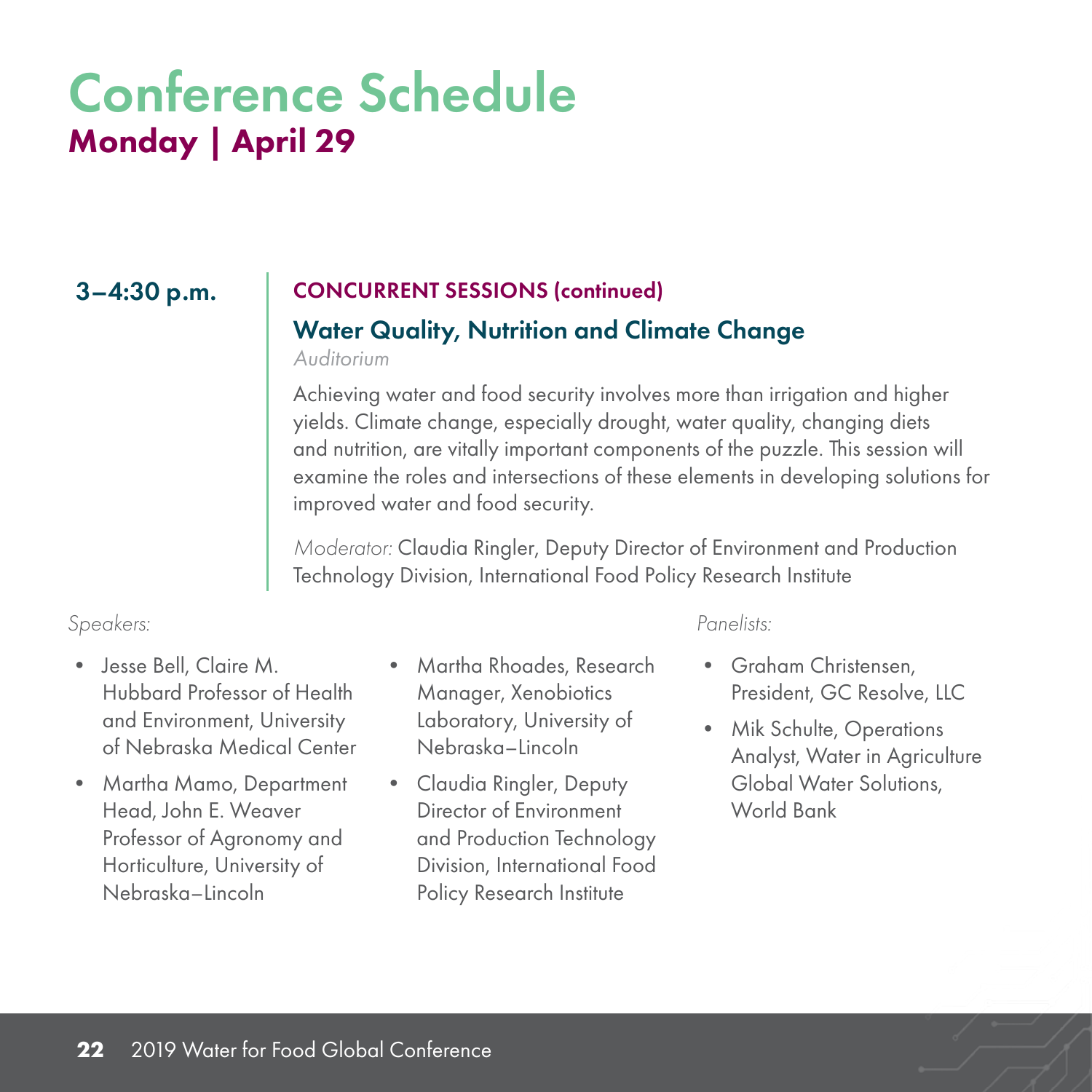# Conference Schedule

## Monday | April 29

**3–4:30 p.m.**

**CONCURRENT SESSIONS (continued)**

### Water Quality, Nutrition and Climate Change

*Auditorium*

Achieving water and food security involves more than irrigation and higher yields. Climate change, especially drought, water quality, changing diets and nutrition, are vitally important components of the puzzle. This session will examine the roles and intersections of these elements in developing solutions for improved water and food security.

*Moderator:* Claudia Ringler, Deputy Director of Environment and Production Technology Division, International Food Policy Research Institute

*Speakers:*

- Jesse Bell, Claire M. Hubbard Professor of Health and Environment, University of Nebraska Medical Center
- Martha Mamo, Department Head, John E. Weaver Professor of Agronomy and Horticulture, University of Nebraska–Lincoln
- Martha Rhoades, Research Manager, Xenobiotics Laboratory, University of Nebraska–Lincoln
- Claudia Ringler, Deputy Director of Environment and Production Technology Division, International Food Policy Research Institute

*Panelists:*

- Graham Christensen, President, GC Resolve, LLC
- Mik Schulte, Operations Analyst, Water in Agriculture Global Water Solutions, World Bank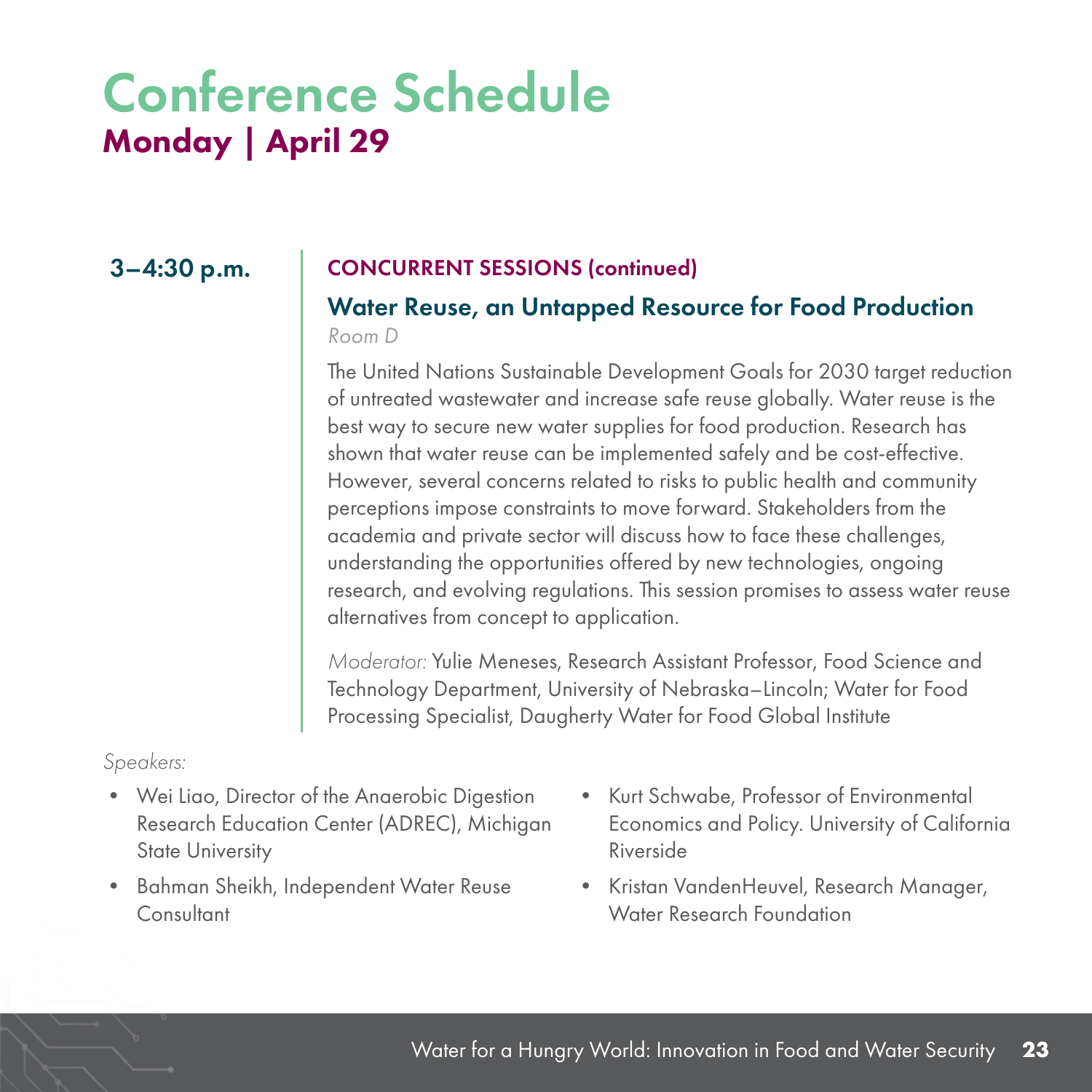# Conference Schedule

## Monday | April 29

**3–4:30 p.m.**

**CONCURRENT SESSIONS (continued)**

### Water Reuse, an Untapped Resource for Food Production

*Room D*

The United Nations Sustainable Development Goals for 2030 target reduction of untreated wastewater and increase safe reuse globally. Water reuse is the best way to secure new water supplies for food production. Research has shown that water reuse can be implemented safely and be cost-effective. However, several concerns related to risks to public health and community perceptions impose constraints to move forward. Stakeholders from the academia and private sector will discuss how to face these challenges, understanding the opportunities offered by new technologies, ongoing research, and evolving regulations. This session promises to assess water reuse alternatives from concept to application.

*Moderator:* Yulie Meneses, Research Assistant Professor, Food Science and Technology Department, University of Nebraska–Lincoln; Water for Food Processing Specialist, Daugherty Water for Food Global Institute

*Speakers:*

- Wei Liao, Director of the Anaerobic Digestion Research Education Center (ADREC), Michigan State University
- Bahman Sheikh, Independent Water Reuse Consultant
- Kurt Schwabe, Professor of Environmental Economics and Policy. University of California Riverside
- Kristan VandenHeuvel, Research Manager, Water Research Foundation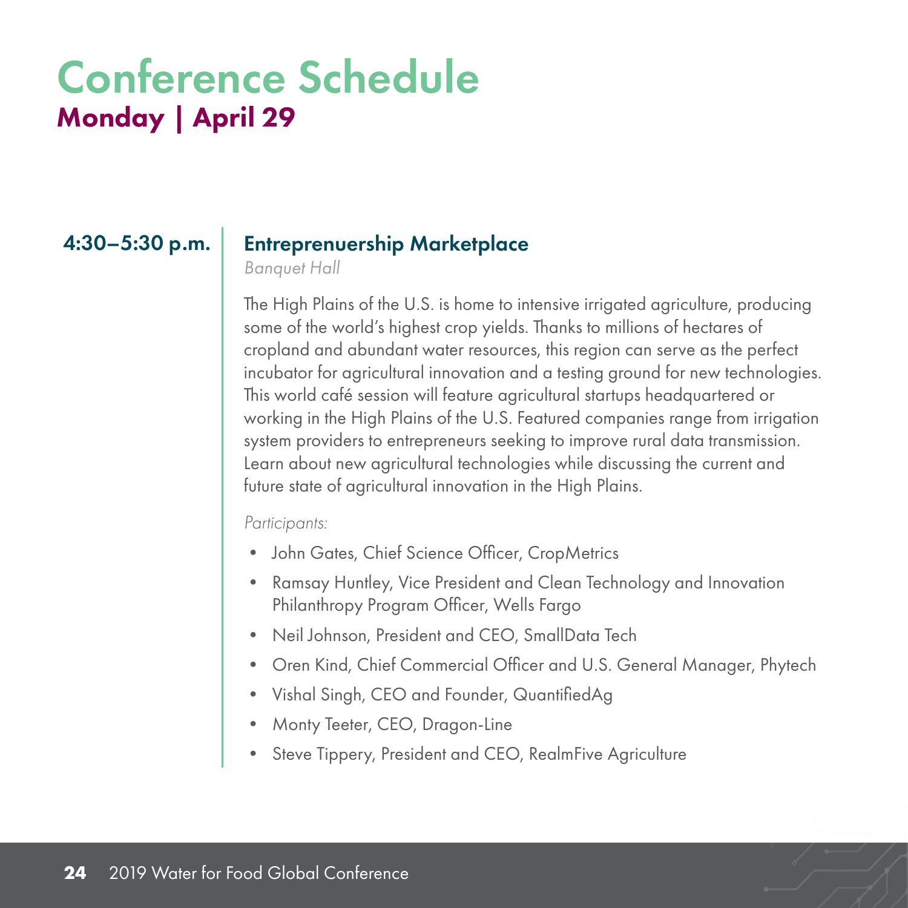# Conference Schedule

## Monday | April 29

### 4:30–5:30 p.m. — Entrepreneurship Marketplace

*Banquet Hall*

The High Plains of the U.S. is home to intensive irrigated agriculture, producing some of the world's highest crop yields. Thanks to millions of hectares of cropland and abundant water resources, this region can serve as the perfect incubator for agricultural innovation and a testing ground for new technologies. This world café session will feature agricultural startups headquartered or working in the High Plains of the U.S. Featured companies range from irrigation system providers to entrepreneurs seeking to improve rural data transmission. Learn about new agricultural technologies while discussing the current and future state of agricultural innovation in the High Plains.

*Participants:*

- John Gates, Chief Science Officer, CropMetrics
- Ramsay Huntley, Vice President and Clean Technology and Innovation Philanthropy Program Officer, Wells Fargo
- Neil Johnson, President and CEO, SmallData Tech
- Oren Kind, Chief Commercial Officer and U.S. General Manager, Phytech
- Vishal Singh, CEO and Founder, QuantifiedAg
- Monty Teeter, CEO, Dragon-Line
- Steve Tippery, President and CEO, RealmFive Agriculture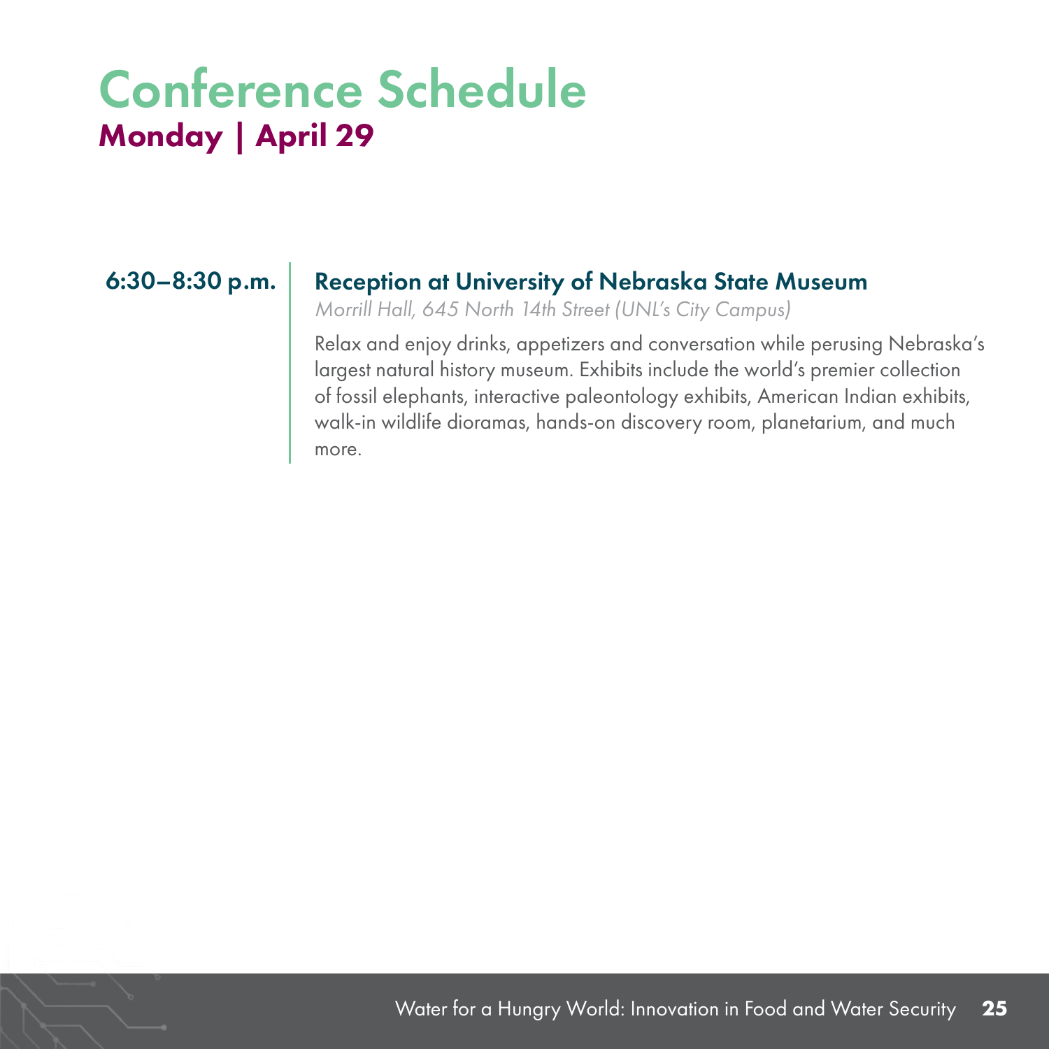# Conference Schedule

## Monday | April 29

**6:30–8:30 p.m.**

### Reception at University of Nebraska State Museum

*Morrill Hall, 645 North 14th Street (UNL's City Campus)*

Relax and enjoy drinks, appetizers and conversation while perusing Nebraska's largest natural history museum. Exhibits include the world's premier collection of fossil elephants, interactive paleontology exhibits, American Indian exhibits, walk-in wildlife dioramas, hands-on discovery room, planetarium, and much more.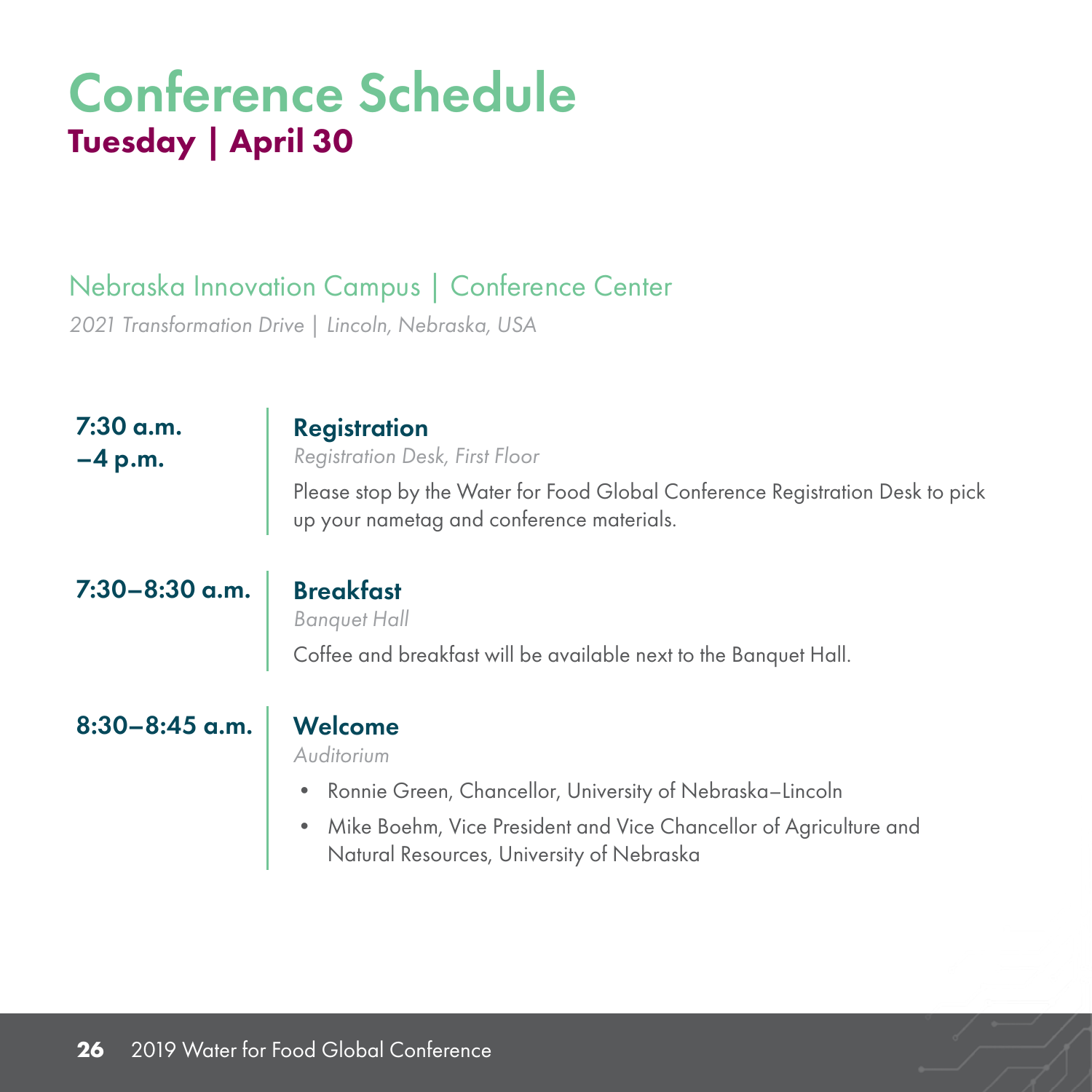# Conference Schedule

## Tuesday | April 30

### Nebraska Innovation Campus | Conference Center

*2021 Transformation Drive | Lincoln, Nebraska, USA*

**7:30 a.m. –4 p.m.**

### Registration

*Registration Desk, First Floor*

Please stop by the Water for Food Global Conference Registration Desk to pick up your nametag and conference materials.

**7:30–8:30 a.m.**

### Breakfast

*Banquet Hall*

Coffee and breakfast will be available next to the Banquet Hall.

**8:30–8:45 a.m.**

### Welcome

*Auditorium*

- Ronnie Green, Chancellor, University of Nebraska–Lincoln
- Mike Boehm, Vice President and Vice Chancellor of Agriculture and Natural Resources, University of Nebraska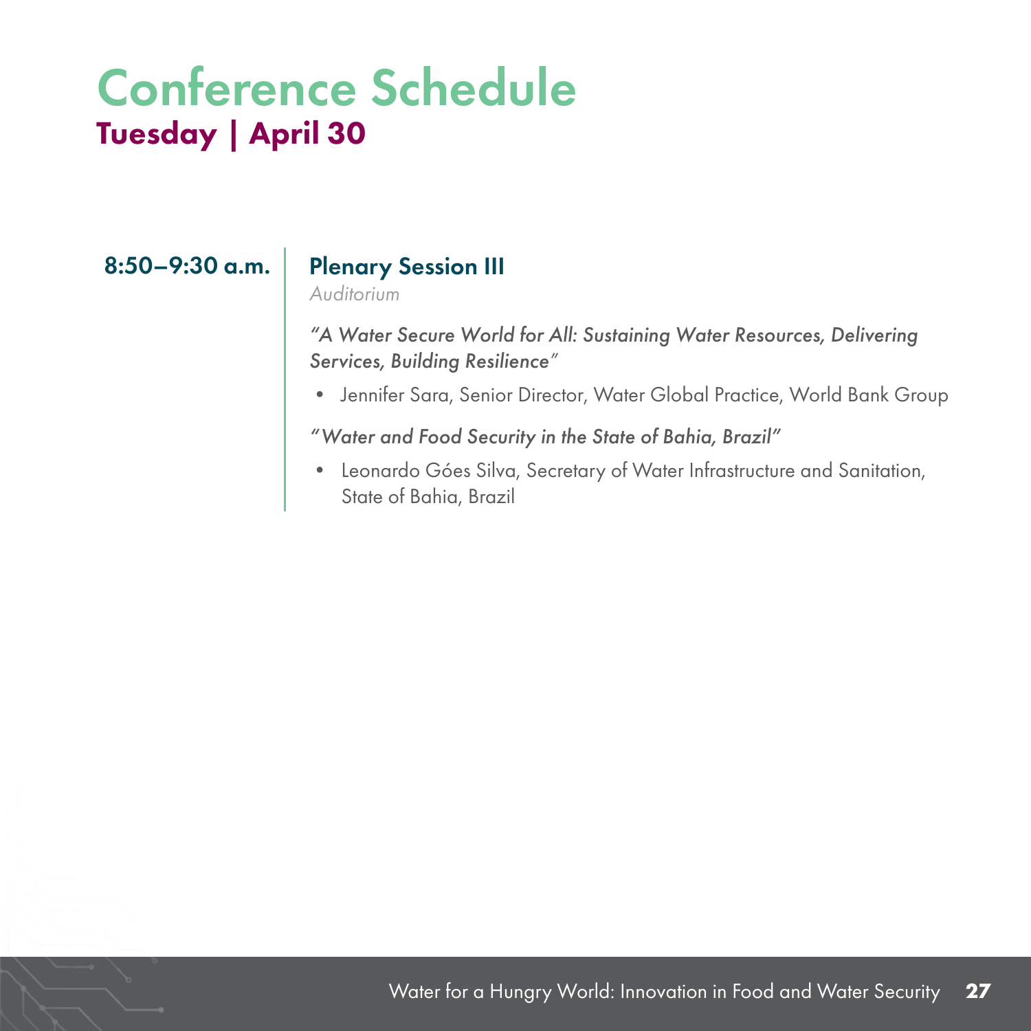# Conference Schedule

## Tuesday | April 30

**8:50–9:30 a.m.**

### Plenary Session III

*Auditorium*

*"A Water Secure World for All: Sustaining Water Resources, Delivering Services, Building Resilience"*

- Jennifer Sara, Senior Director, Water Global Practice, World Bank Group

*"Water and Food Security in the State of Bahia, Brazil"*

- Leonardo Góes Silva, Secretary of Water Infrastructure and Sanitation, State of Bahia, Brazil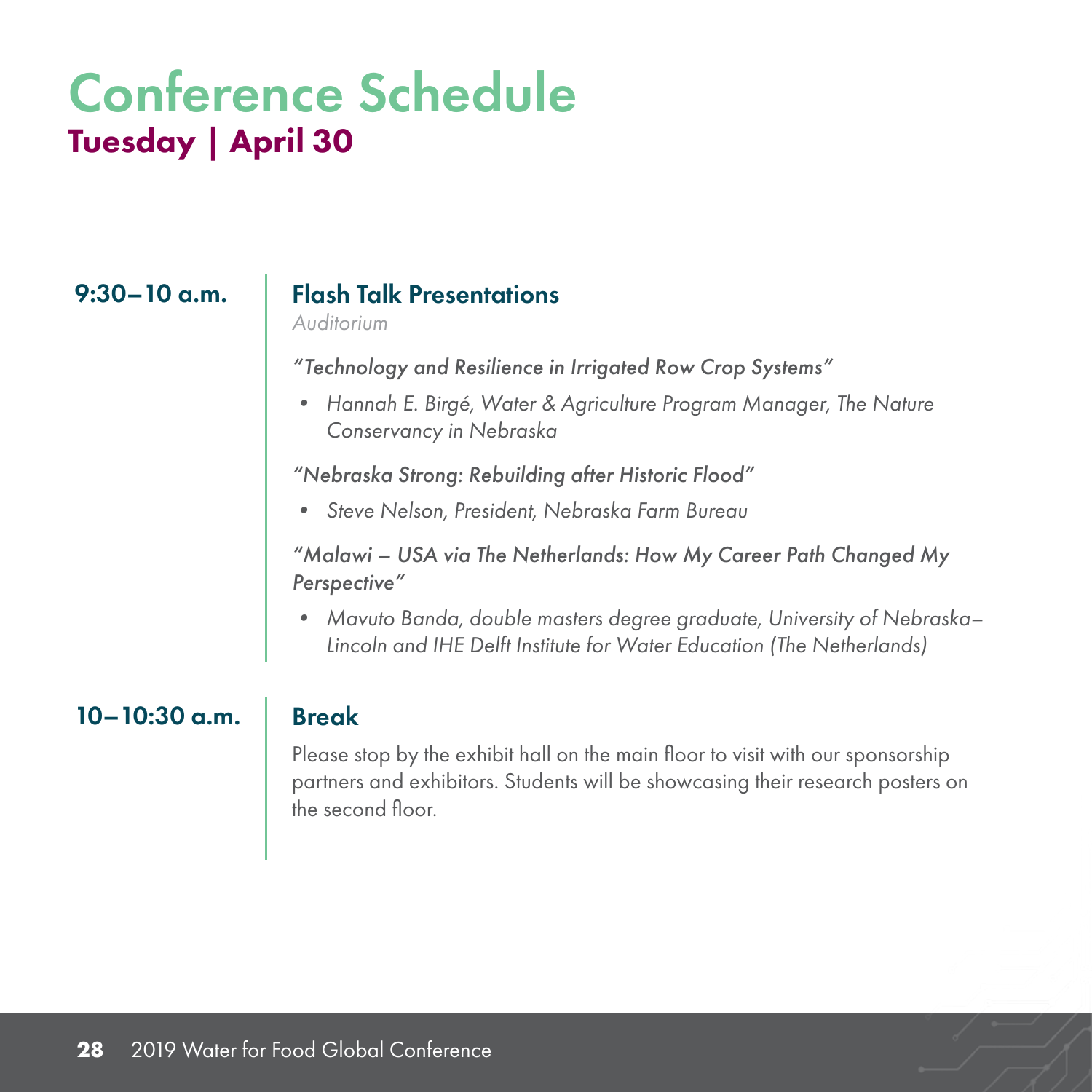# Conference Schedule

## Tuesday | April 30

**9:30–10 a.m.**

### Flash Talk Presentations

*Auditorium*

*"Technology and Resilience in Irrigated Row Crop Systems"*

- *Hannah E. Birgé, Water & Agriculture Program Manager, The Nature Conservancy in Nebraska*

*"Nebraska Strong: Rebuilding after Historic Flood"*

- *Steve Nelson, President, Nebraska Farm Bureau*

*"Malawi – USA via The Netherlands: How My Career Path Changed My Perspective"*

- *Mavuto Banda, double masters degree graduate, University of Nebraska–Lincoln and IHE Delft Institute for Water Education (The Netherlands)*

**10–10:30 a.m.**

### Break

Please stop by the exhibit hall on the main floor to visit with our sponsorship partners and exhibitors. Students will be showcasing their research posters on the second floor.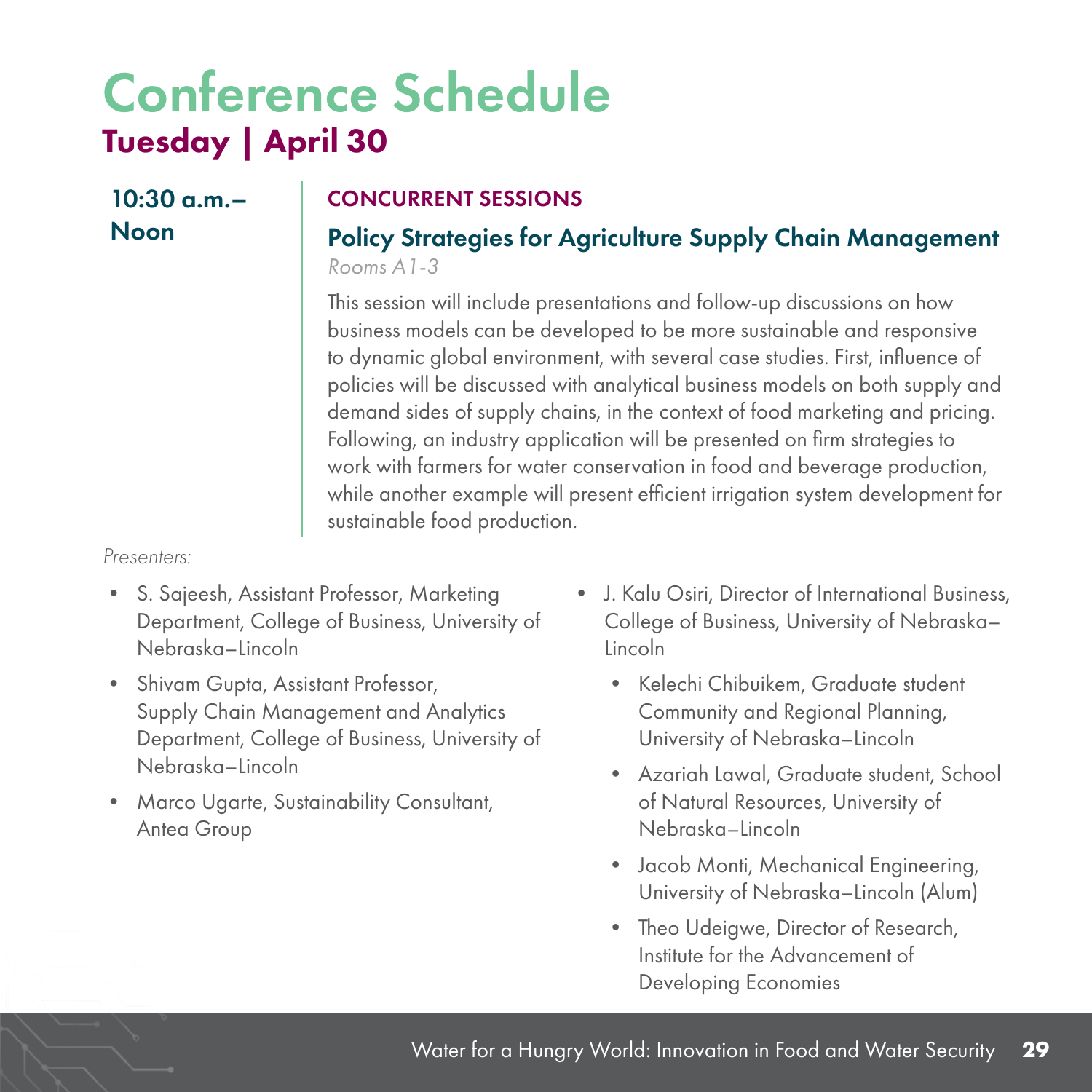# Conference Schedule

## Tuesday | April 30

**10:30 a.m.– Noon**

**CONCURRENT SESSIONS**

### Policy Strategies for Agriculture Supply Chain Management

*Rooms A1-3*

This session will include presentations and follow-up discussions on how business models can be developed to be more sustainable and responsive to dynamic global environment, with several case studies. First, influence of policies will be discussed with analytical business models on both supply and demand sides of supply chains, in the context of food marketing and pricing. Following, an industry application will be presented on firm strategies to work with farmers for water conservation in food and beverage production, while another example will present efficient irrigation system development for sustainable food production.

*Presenters:*

- S. Sajeesh, Assistant Professor, Marketing Department, College of Business, University of Nebraska–Lincoln
- Shivam Gupta, Assistant Professor, Supply Chain Management and Analytics Department, College of Business, University of Nebraska–Lincoln
- Marco Ugarte, Sustainability Consultant, Antea Group
- J. Kalu Osiri, Director of International Business, College of Business, University of Nebraska–Lincoln
  - Kelechi Chibuikem, Graduate student Community and Regional Planning, University of Nebraska–Lincoln
  - Azariah Lawal, Graduate student, School of Natural Resources, University of Nebraska–Lincoln
  - Jacob Monti, Mechanical Engineering, University of Nebraska–Lincoln (Alum)
  - Theo Udeigwe, Director of Research, Institute for the Advancement of Developing Economies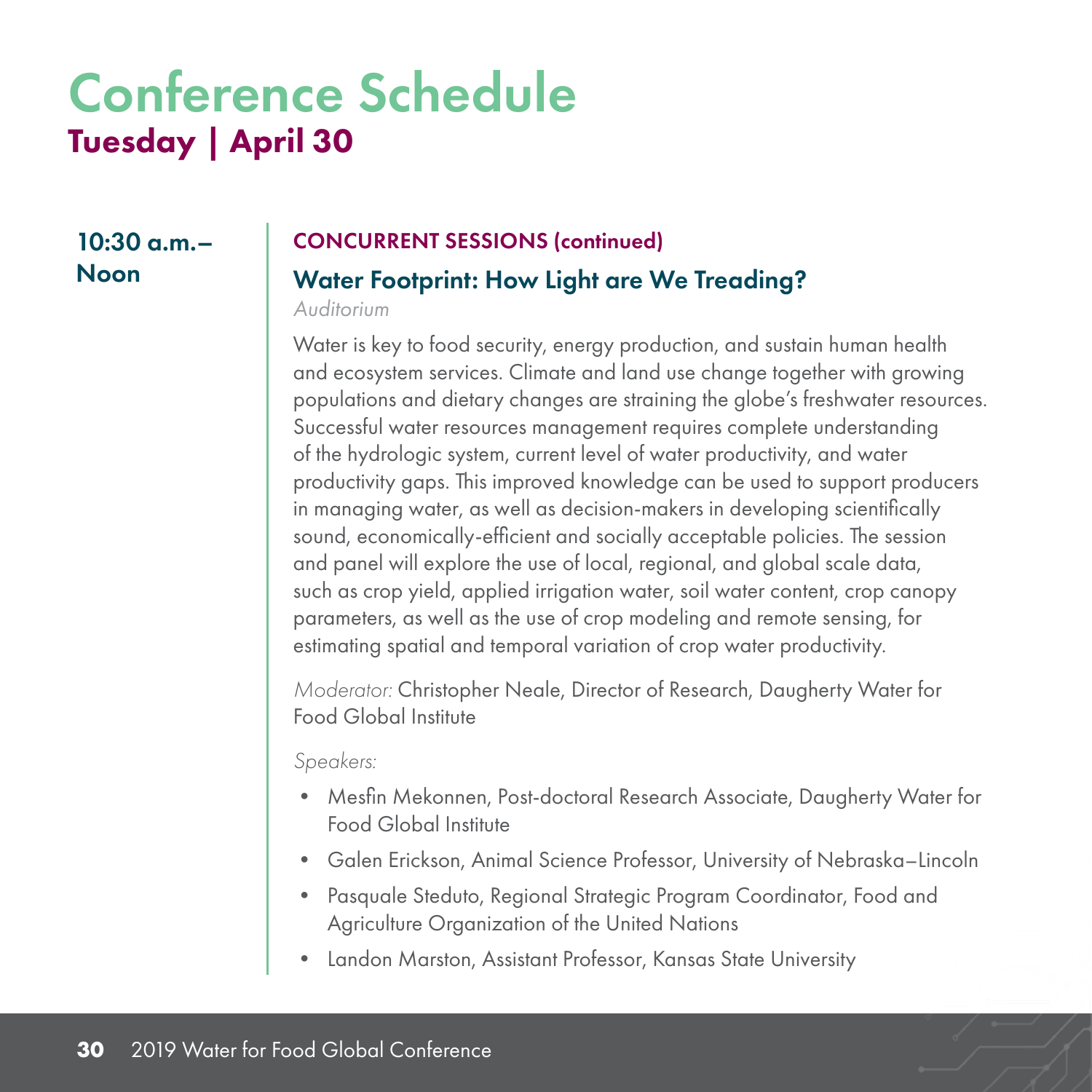# Conference Schedule

## Tuesday | April 30

**10:30 a.m.–Noon**

**CONCURRENT SESSIONS (continued)**

### Water Footprint: How Light are We Treading?

*Auditorium*

Water is key to food security, energy production, and sustain human health and ecosystem services. Climate and land use change together with growing populations and dietary changes are straining the globe's freshwater resources. Successful water resources management requires complete understanding of the hydrologic system, current level of water productivity, and water productivity gaps. This improved knowledge can be used to support producers in managing water, as well as decision-makers in developing scientifically sound, economically-efficient and socially acceptable policies. The session and panel will explore the use of local, regional, and global scale data, such as crop yield, applied irrigation water, soil water content, crop canopy parameters, as well as the use of crop modeling and remote sensing, for estimating spatial and temporal variation of crop water productivity.

*Moderator:* Christopher Neale, Director of Research, Daugherty Water for Food Global Institute

*Speakers:*

- Mesfin Mekonnen, Post-doctoral Research Associate, Daugherty Water for Food Global Institute
- Galen Erickson, Animal Science Professor, University of Nebraska–Lincoln
- Pasquale Steduto, Regional Strategic Program Coordinator, Food and Agriculture Organization of the United Nations
- Landon Marston, Assistant Professor, Kansas State University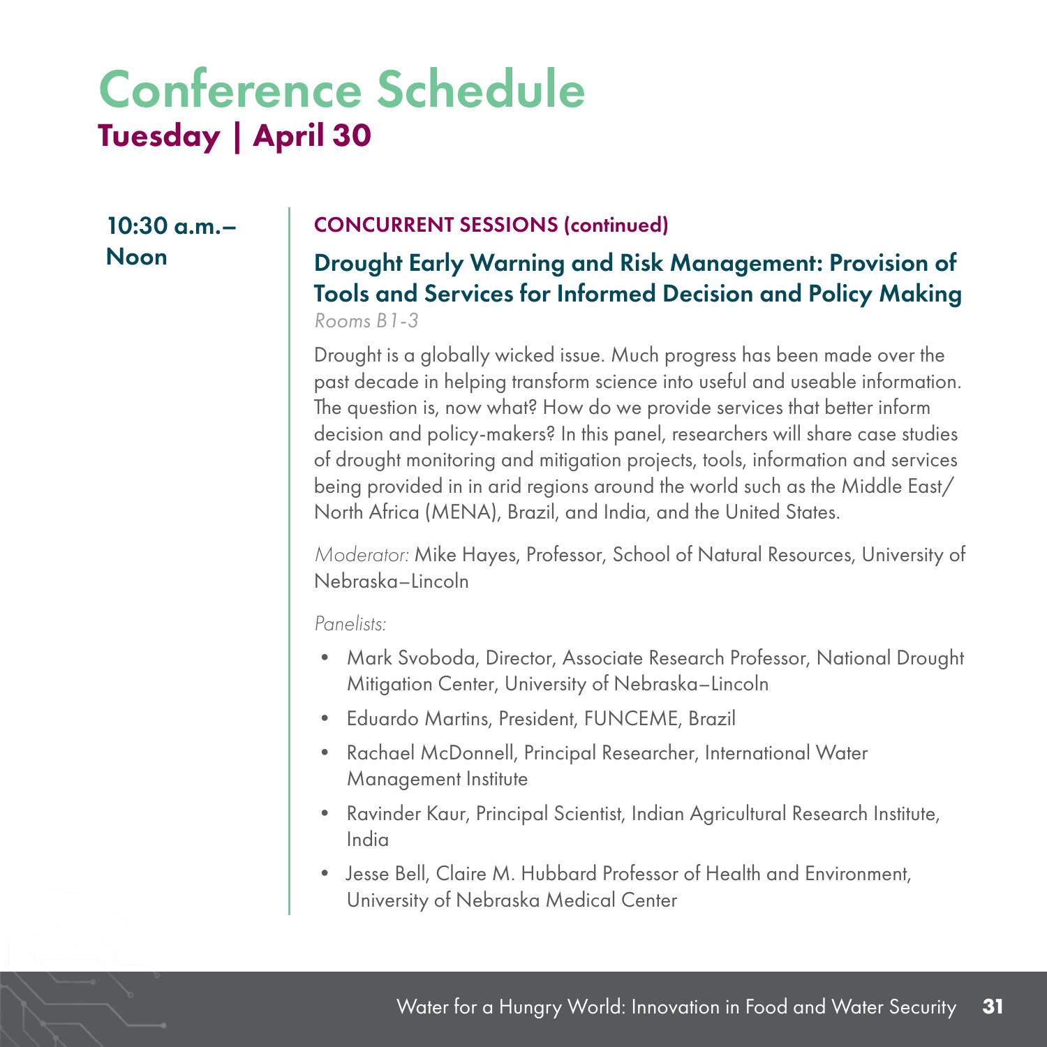# Conference Schedule

## Tuesday | April 30

**10:30 a.m.–Noon**

**CONCURRENT SESSIONS (continued)**

### Drought Early Warning and Risk Management: Provision of Tools and Services for Informed Decision and Policy Making

*Rooms B1-3*

Drought is a globally wicked issue. Much progress has been made over the past decade in helping transform science into useful and useable information. The question is, now what? How do we provide services that better inform decision and policy-makers? In this panel, researchers will share case studies of drought monitoring and mitigation projects, tools, information and services being provided in in arid regions around the world such as the Middle East/North Africa (MENA), Brazil, and India, and the United States.

*Moderator:* Mike Hayes, Professor, School of Natural Resources, University of Nebraska–Lincoln

*Panelists:*

- Mark Svoboda, Director, Associate Research Professor, National Drought Mitigation Center, University of Nebraska–Lincoln
- Eduardo Martins, President, FUNCEME, Brazil
- Rachael McDonnell, Principal Researcher, International Water Management Institute
- Ravinder Kaur, Principal Scientist, Indian Agricultural Research Institute, India
- Jesse Bell, Claire M. Hubbard Professor of Health and Environment, University of Nebraska Medical Center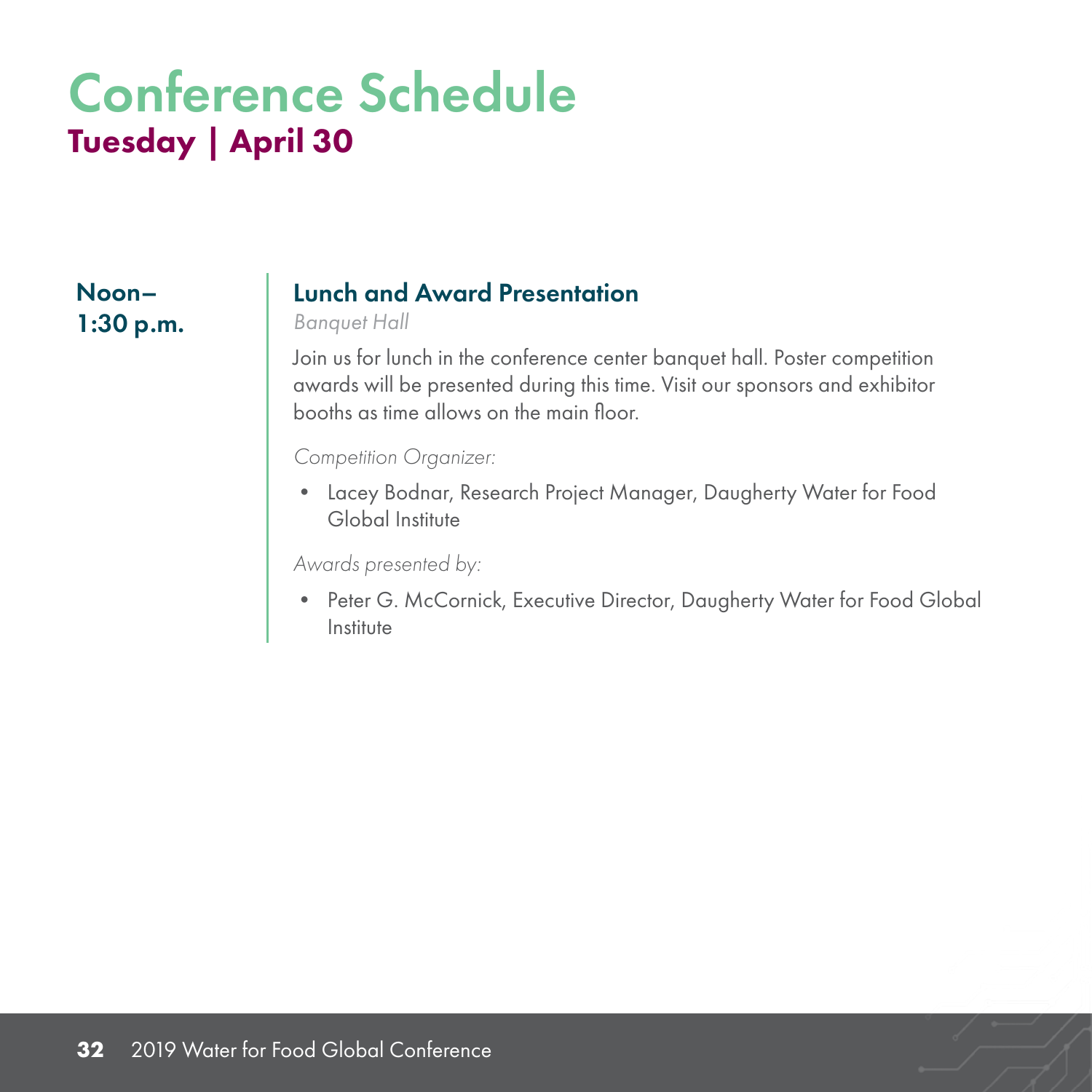# Conference Schedule

## Tuesday | April 30

**Noon–1:30 p.m.**

### Lunch and Award Presentation

*Banquet Hall*

Join us for lunch in the conference center banquet hall. Poster competition awards will be presented during this time. Visit our sponsors and exhibitor booths as time allows on the main floor.

*Competition Organizer:*

- Lacey Bodnar, Research Project Manager, Daugherty Water for Food Global Institute

*Awards presented by:*

- Peter G. McCornick, Executive Director, Daugherty Water for Food Global Institute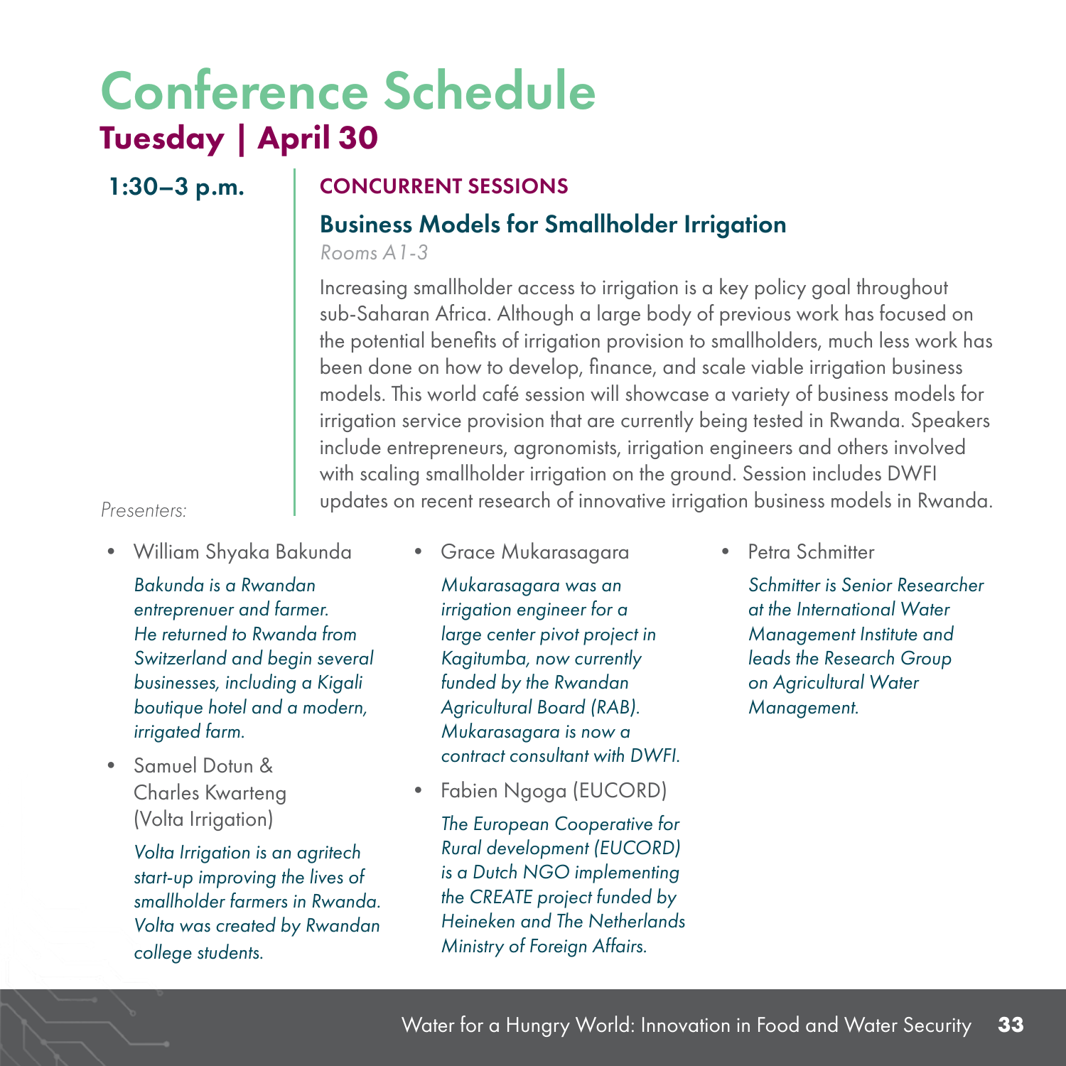# Conference Schedule

## Tuesday | April 30

**1:30–3 p.m.**

### CONCURRENT SESSIONS

### Business Models for Smallholder Irrigation

*Rooms A1-3*

Increasing smallholder access to irrigation is a key policy goal throughout sub-Saharan Africa. Although a large body of previous work has focused on the potential benefits of irrigation provision to smallholders, much less work has been done on how to develop, finance, and scale viable irrigation business models. This world café session will showcase a variety of business models for irrigation service provision that are currently being tested in Rwanda. Speakers include entrepreneurs, agronomists, irrigation engineers and others involved with scaling smallholder irrigation on the ground. Session includes DWFI updates on recent research of innovative irrigation business models in Rwanda.

*Presenters:*

- William Shyaka Bakunda

  *Bakunda is a Rwandan entreprenuer and farmer. He returned to Rwanda from Switzerland and begin several businesses, including a Kigali boutique hotel and a modern, irrigated farm.*

- Samuel Dotun & Charles Kwarteng (Volta Irrigation)

  *Volta Irrigation is an agritech start-up improving the lives of smallholder farmers in Rwanda. Volta was created by Rwandan college students.*

- Grace Mukarasagara

  *Mukarasagara was an irrigation engineer for a large center pivot project in Kagitumba, now currently funded by the Rwandan Agricultural Board (RAB). Mukarasagara is now a contract consultant with DWFI.*

- Fabien Ngoga (EUCORD)

  *The European Cooperative for Rural development (EUCORD) is a Dutch NGO implementing the CREATE project funded by Heineken and The Netherlands Ministry of Foreign Affairs.*

- Petra Schmitter

  *Schmitter is Senior Researcher at the International Water Management Institute and leads the Research Group on Agricultural Water Management.*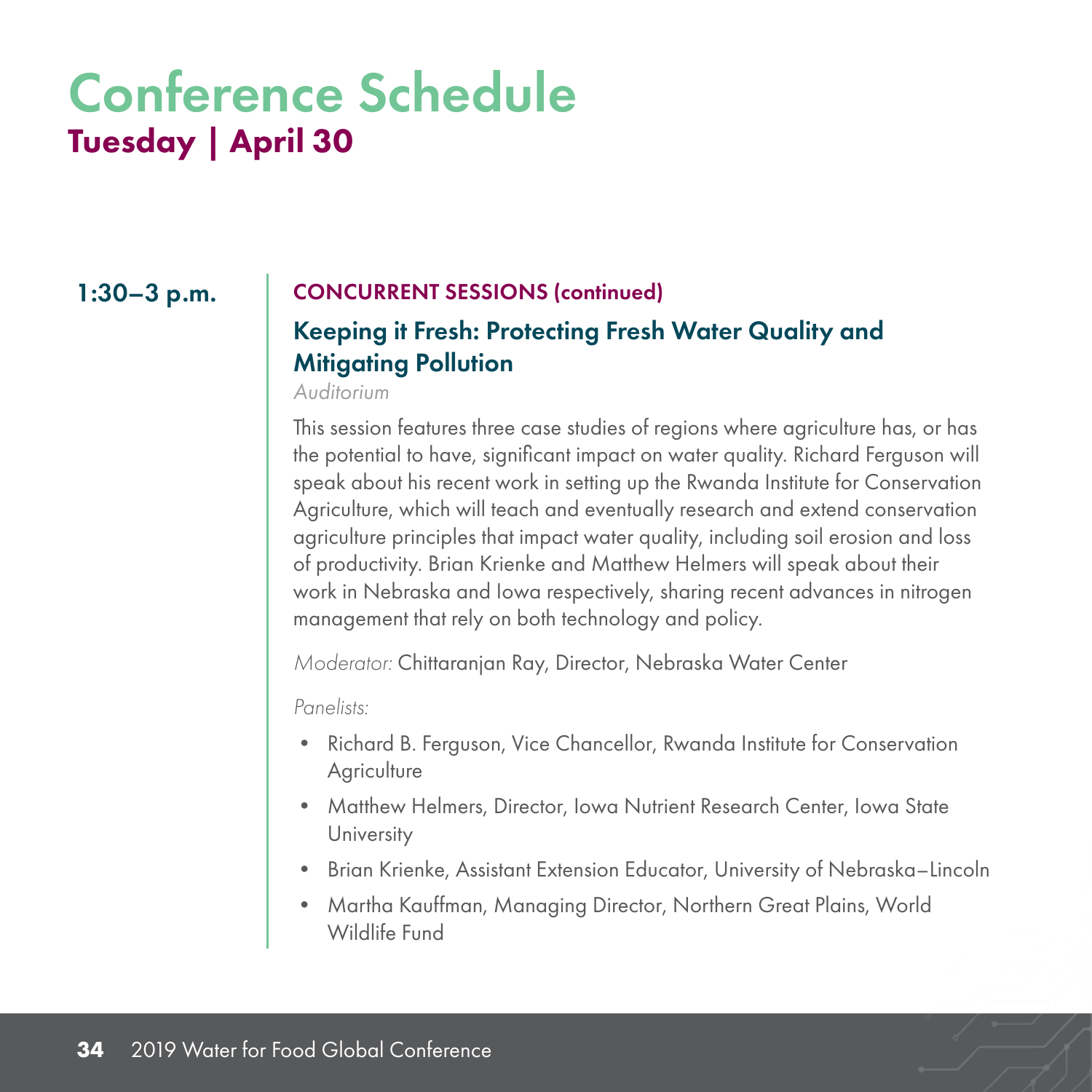# Conference Schedule

## Tuesday | April 30

**1:30–3 p.m.**

**CONCURRENT SESSIONS (continued)**

### Keeping it Fresh: Protecting Fresh Water Quality and Mitigating Pollution

*Auditorium*

This session features three case studies of regions where agriculture has, or has the potential to have, significant impact on water quality. Richard Ferguson will speak about his recent work in setting up the Rwanda Institute for Conservation Agriculture, which will teach and eventually research and extend conservation agriculture principles that impact water quality, including soil erosion and loss of productivity. Brian Krienke and Matthew Helmers will speak about their work in Nebraska and Iowa respectively, sharing recent advances in nitrogen management that rely on both technology and policy.

*Moderator:* Chittaranjan Ray, Director, Nebraska Water Center

*Panelists:*

- Richard B. Ferguson, Vice Chancellor, Rwanda Institute for Conservation Agriculture
- Matthew Helmers, Director, Iowa Nutrient Research Center, Iowa State University
- Brian Krienke, Assistant Extension Educator, University of Nebraska–Lincoln
- Martha Kauffman, Managing Director, Northern Great Plains, World Wildlife Fund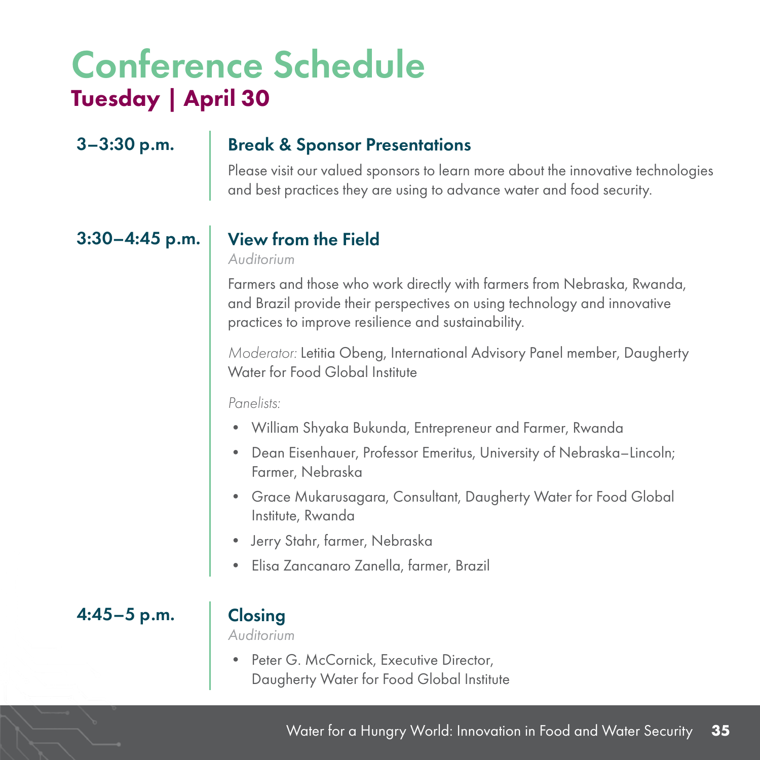# Conference Schedule

## Tuesday | April 30

### 3–3:30 p.m.

### Break & Sponsor Presentations

Please visit our valued sponsors to learn more about the innovative technologies and best practices they are using to advance water and food security.

### 3:30–4:45 p.m.

### View from the Field

*Auditorium*

Farmers and those who work directly with farmers from Nebraska, Rwanda, and Brazil provide their perspectives on using technology and innovative practices to improve resilience and sustainability.

*Moderator:* Letitia Obeng, International Advisory Panel member, Daugherty Water for Food Global Institute

*Panelists:*

- William Shyaka Bukunda, Entrepreneur and Farmer, Rwanda
- Dean Eisenhauer, Professor Emeritus, University of Nebraska–Lincoln; Farmer, Nebraska
- Grace Mukarusagara, Consultant, Daugherty Water for Food Global Institute, Rwanda
- Jerry Stahr, farmer, Nebraska
- Elisa Zancanaro Zanella, farmer, Brazil

### 4:45–5 p.m.

### Closing

*Auditorium*

- Peter G. McCornick, Executive Director, Daugherty Water for Food Global Institute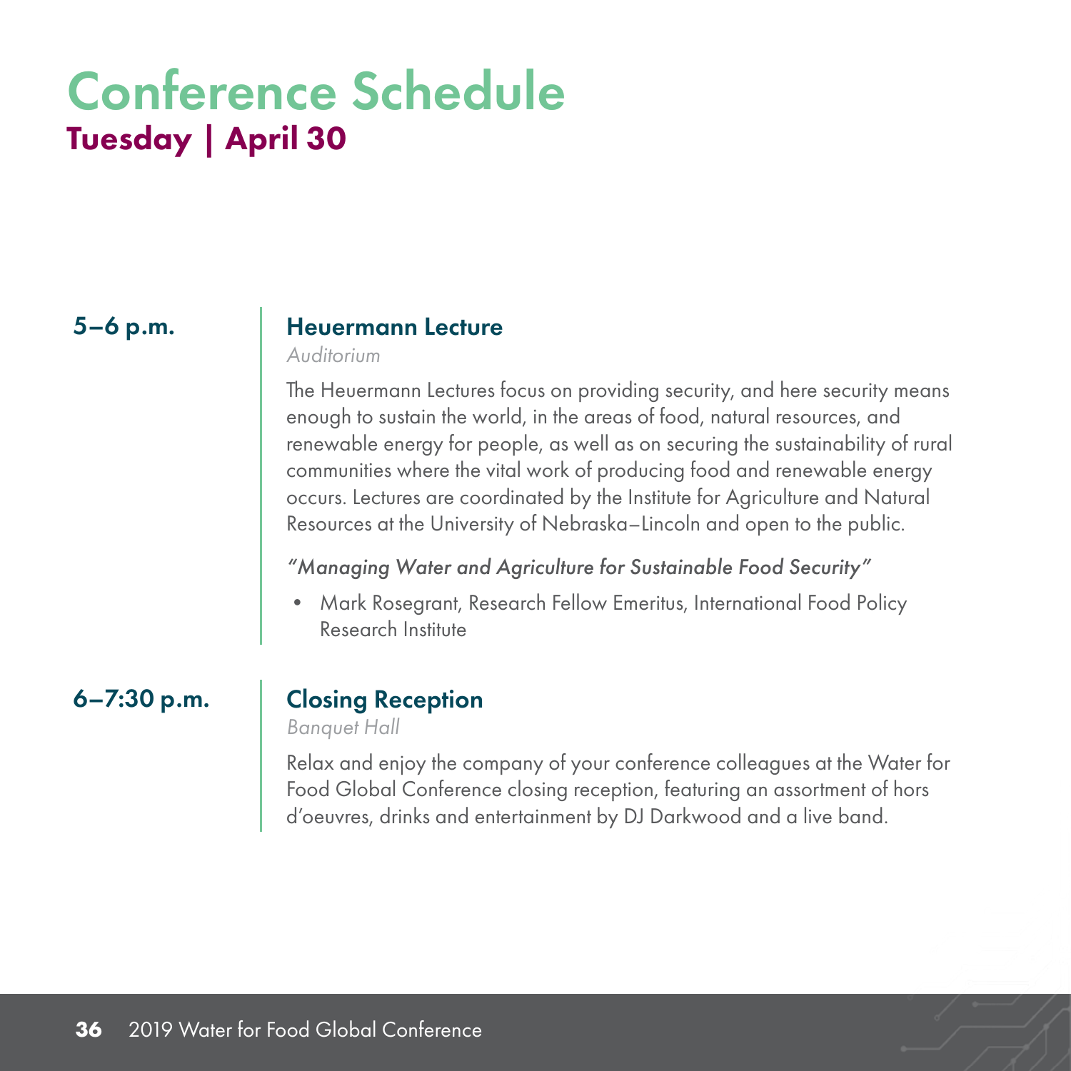# Conference Schedule

## Tuesday | April 30

**5–6 p.m.**

### Heuermann Lecture

*Auditorium*

The Heuermann Lectures focus on providing security, and here security means enough to sustain the world, in the areas of food, natural resources, and renewable energy for people, as well as on securing the sustainability of rural communities where the vital work of producing food and renewable energy occurs. Lectures are coordinated by the Institute for Agriculture and Natural Resources at the University of Nebraska–Lincoln and open to the public.

*"Managing Water and Agriculture for Sustainable Food Security"*

- Mark Rosegrant, Research Fellow Emeritus, International Food Policy Research Institute

**6–7:30 p.m.**

### Closing Reception

*Banquet Hall*

Relax and enjoy the company of your conference colleagues at the Water for Food Global Conference closing reception, featuring an assortment of hors d'oeuvres, drinks and entertainment by DJ Darkwood and a live band.